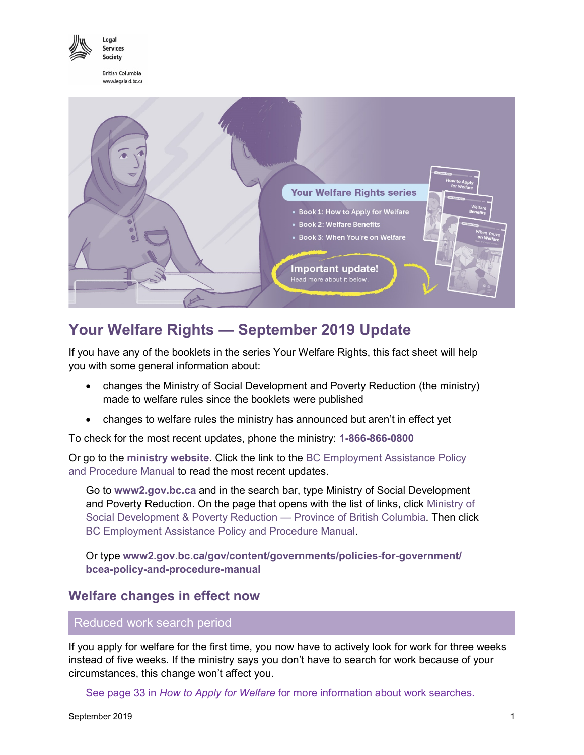Legal Services Society

British Columbia
www.legalaid.bc.ca

# Your Welfare Rights — September 2019 Update

If you have any of the booklets in the series Your Welfare Rights, this fact sheet will help you with some general information about:

- changes the Ministry of Social Development and Poverty Reduction (the ministry) made to welfare rules since the booklets were published
- changes to welfare rules the ministry has announced but aren't in effect yet

To check for the most recent updates, phone the ministry: **1-866-866-0800**

Or go to the **ministry website**. Click the link to the BC Employment Assistance Policy and Procedure Manual to read the most recent updates.

> Go to **www2.gov.bc.ca** and in the search bar, type Ministry of Social Development and Poverty Reduction. On the page that opens with the list of links, click Ministry of Social Development & Poverty Reduction — Province of British Columbia. Then click BC Employment Assistance Policy and Procedure Manual.
>
> Or type **www2.gov.bc.ca/gov/content/governments/policies-for-government/bcea-policy-and-procedure-manual**

## Welfare changes in effect now

### Reduced work search period

If you apply for welfare for the first time, you now have to actively look for work for three weeks instead of five weeks. If the ministry says you don't have to search for work because of your circumstances, this change won't affect you.

> See page 33 in *How to Apply for Welfare* for more information about work searches.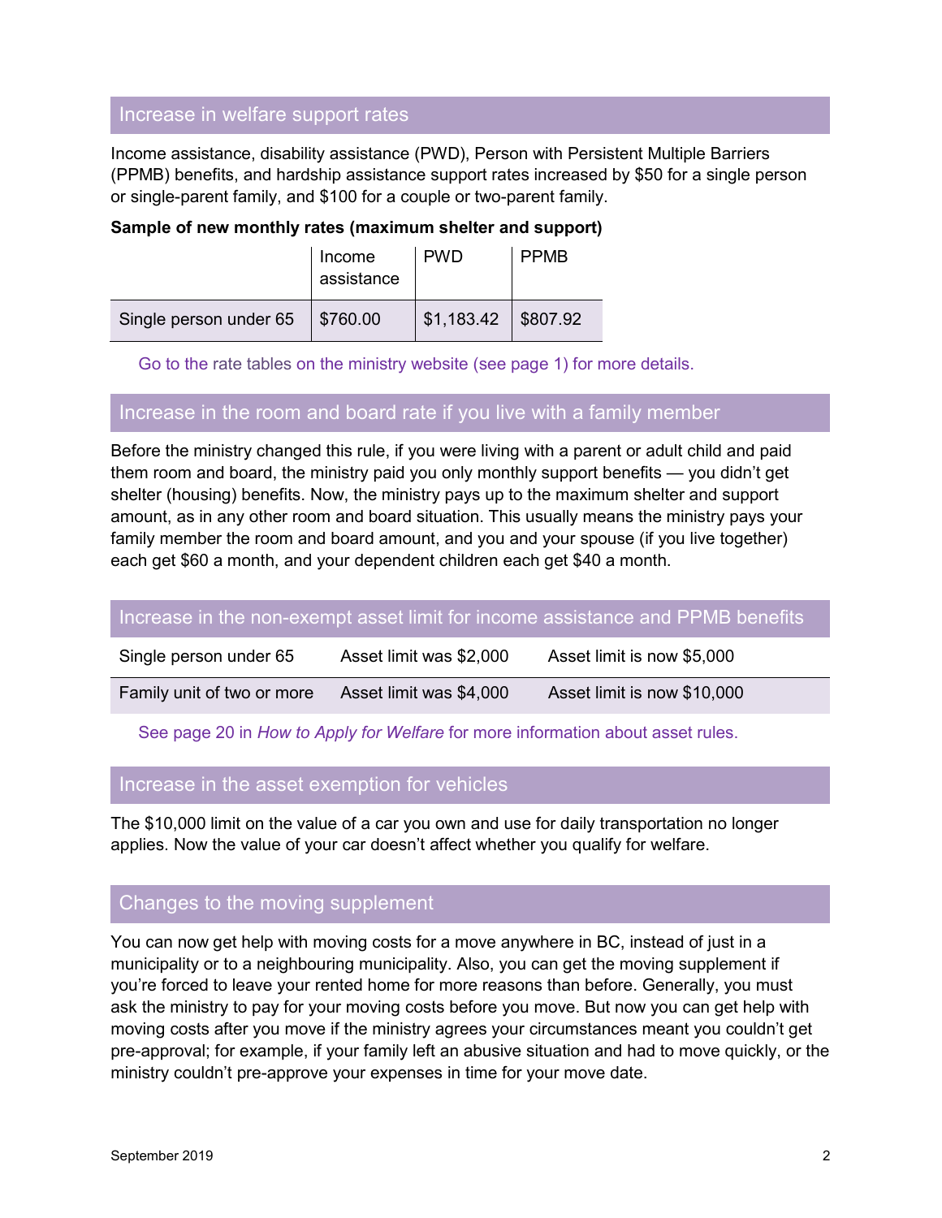## Increase in welfare support rates

Income assistance, disability assistance (PWD), Person with Persistent Multiple Barriers (PPMB) benefits, and hardship assistance support rates increased by $50 for a single person or single-parent family, and $100 for a couple or two-parent family.

**Sample of new monthly rates (maximum shelter and support)**

| | Income assistance | PWD | PPMB |
|---|---|---|---|
| Single person under 65 | $760.00 | $1,183.42 | $807.92 |

Go to the rate tables on the ministry website (see page 1) for more details.

## Increase in the room and board rate if you live with a family member

Before the ministry changed this rule, if you were living with a parent or adult child and paid them room and board, the ministry paid you only monthly support benefits — you didn't get shelter (housing) benefits. Now, the ministry pays up to the maximum shelter and support amount, as in any other room and board situation. This usually means the ministry pays your family member the room and board amount, and you and your spouse (if you live together) each get $60 a month, and your dependent children each get $40 a month.

## Increase in the non-exempt asset limit for income assistance and PPMB benefits

| | | |
|---|---|---|
| Single person under 65 | Asset limit was $2,000 | Asset limit is now $5,000 |
| Family unit of two or more | Asset limit was $4,000 | Asset limit is now $10,000 |

See page 20 in *How to Apply for Welfare* for more information about asset rules.

## Increase in the asset exemption for vehicles

The $10,000 limit on the value of a car you own and use for daily transportation no longer applies. Now the value of your car doesn't affect whether you qualify for welfare.

## Changes to the moving supplement

You can now get help with moving costs for a move anywhere in BC, instead of just in a municipality or to a neighbouring municipality. Also, you can get the moving supplement if you're forced to leave your rented home for more reasons than before. Generally, you must ask the ministry to pay for your moving costs before you move. But now you can get help with moving costs after you move if the ministry agrees your circumstances meant you couldn't get pre-approval; for example, if your family left an abusive situation and had to move quickly, or the ministry couldn't pre-approve your expenses in time for your move date.

September 2019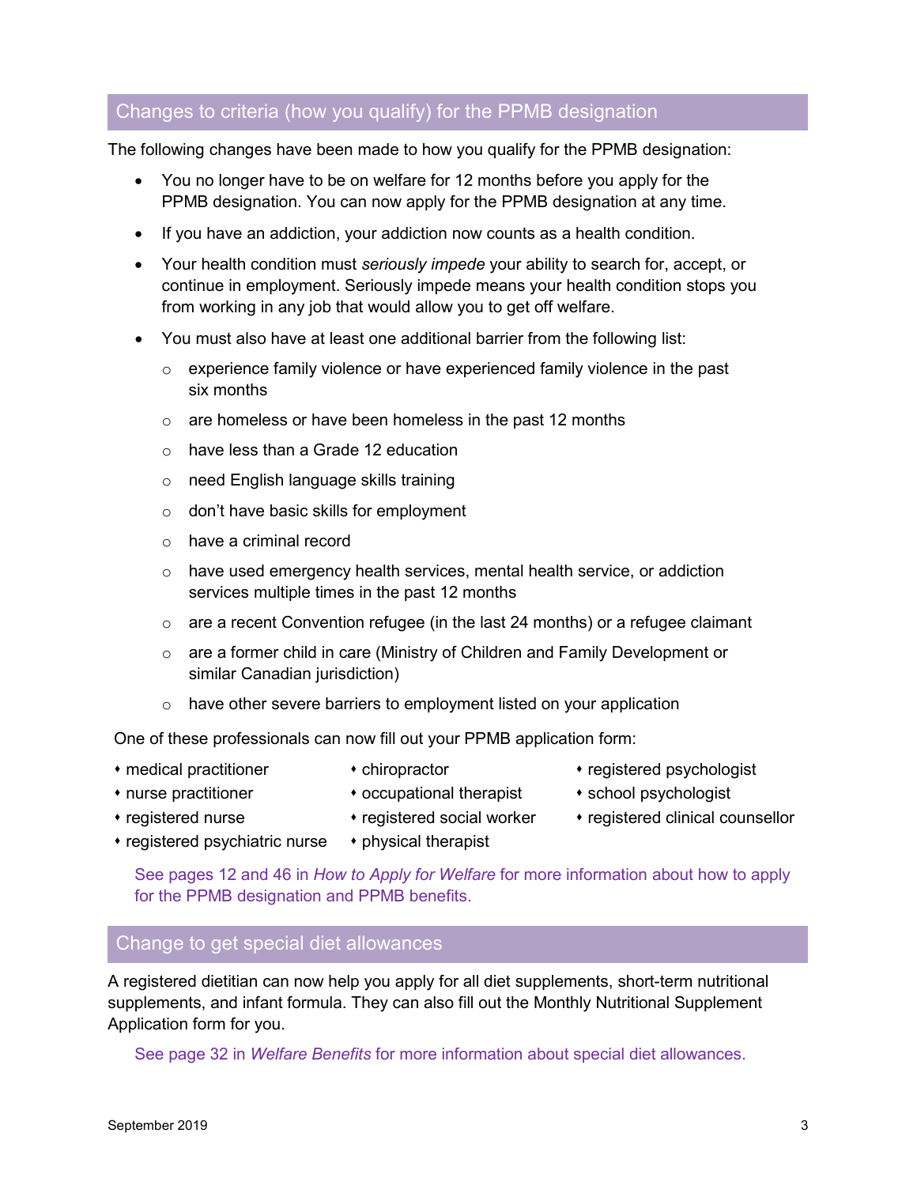## Changes to criteria (how you qualify) for the PPMB designation

The following changes have been made to how you qualify for the PPMB designation:

- You no longer have to be on welfare for 12 months before you apply for the PPMB designation. You can now apply for the PPMB designation at any time.
- If you have an addiction, your addiction now counts as a health condition.
- Your health condition must *seriously impede* your ability to search for, accept, or continue in employment. Seriously impede means your health condition stops you from working in any job that would allow you to get off welfare.
- You must also have at least one additional barrier from the following list:
  - experience family violence or have experienced family violence in the past six months
  - are homeless or have been homeless in the past 12 months
  - have less than a Grade 12 education
  - need English language skills training
  - don't have basic skills for employment
  - have a criminal record
  - have used emergency health services, mental health service, or addiction services multiple times in the past 12 months
  - are a recent Convention refugee (in the last 24 months) or a refugee claimant
  - are a former child in care (Ministry of Children and Family Development or similar Canadian jurisdiction)
  - have other severe barriers to employment listed on your application

One of these professionals can now fill out your PPMB application form:

- medical practitioner
- nurse practitioner
- registered nurse
- registered psychiatric nurse
- chiropractor
- occupational therapist
- registered social worker
- physical therapist
- registered psychologist
- school psychologist
- registered clinical counsellor

See pages 12 and 46 in *How to Apply for Welfare* for more information about how to apply for the PPMB designation and PPMB benefits.

## Change to get special diet allowances

A registered dietitian can now help you apply for all diet supplements, short-term nutritional supplements, and infant formula. They can also fill out the Monthly Nutritional Supplement Application form for you.

See page 32 in *Welfare Benefits* for more information about special diet allowances.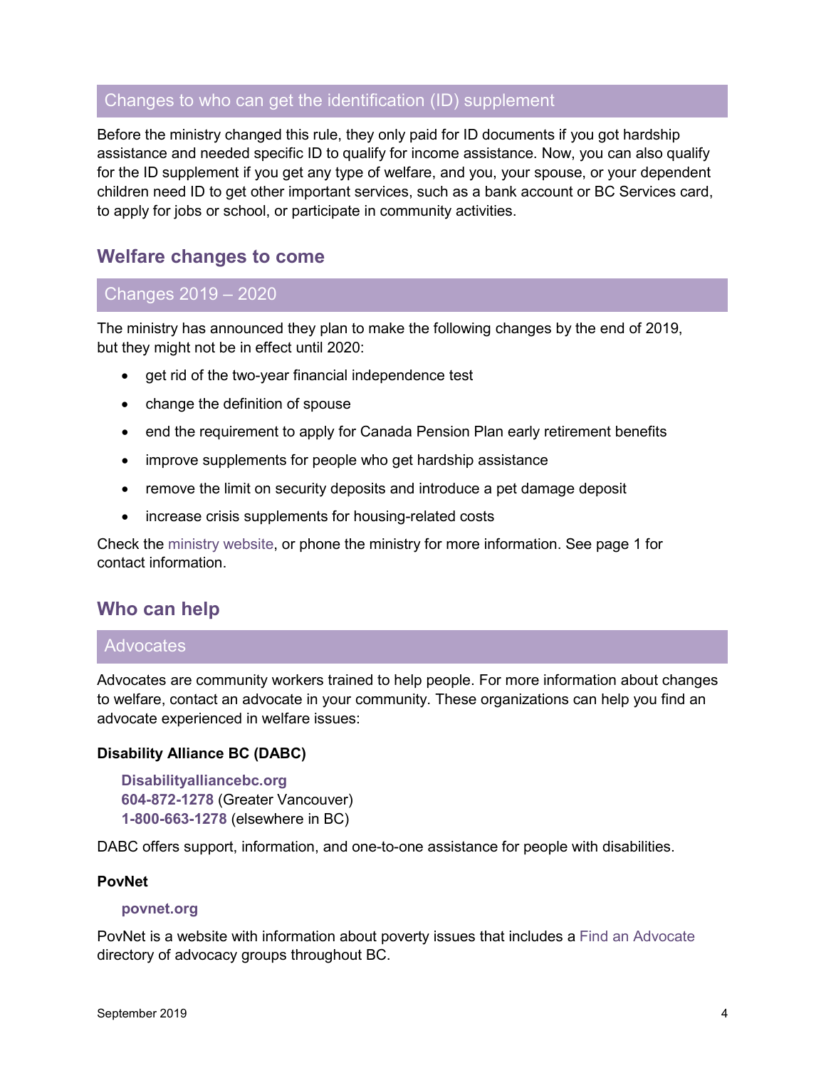### Changes to who can get the identification (ID) supplement

Before the ministry changed this rule, they only paid for ID documents if you got hardship assistance and needed specific ID to qualify for income assistance. Now, you can also qualify for the ID supplement if you get any type of welfare, and you, your spouse, or your dependent children need ID to get other important services, such as a bank account or BC Services card, to apply for jobs or school, or participate in community activities.

## Welfare changes to come

### Changes 2019 – 2020

The ministry has announced they plan to make the following changes by the end of 2019, but they might not be in effect until 2020:

- get rid of the two-year financial independence test
- change the definition of spouse
- end the requirement to apply for Canada Pension Plan early retirement benefits
- improve supplements for people who get hardship assistance
- remove the limit on security deposits and introduce a pet damage deposit
- increase crisis supplements for housing-related costs

Check the ministry website, or phone the ministry for more information. See page 1 for contact information.

## Who can help

### Advocates

Advocates are community workers trained to help people. For more information about changes to welfare, contact an advocate in your community. These organizations can help you find an advocate experienced in welfare issues:

**Disability Alliance BC (DABC)**

**Disabilityalliancebc.org**
**604-872-1278** (Greater Vancouver)
**1-800-663-1278** (elsewhere in BC)

DABC offers support, information, and one-to-one assistance for people with disabilities.

**PovNet**

**povnet.org**

PovNet is a website with information about poverty issues that includes a Find an Advocate directory of advocacy groups throughout BC.

September 2019